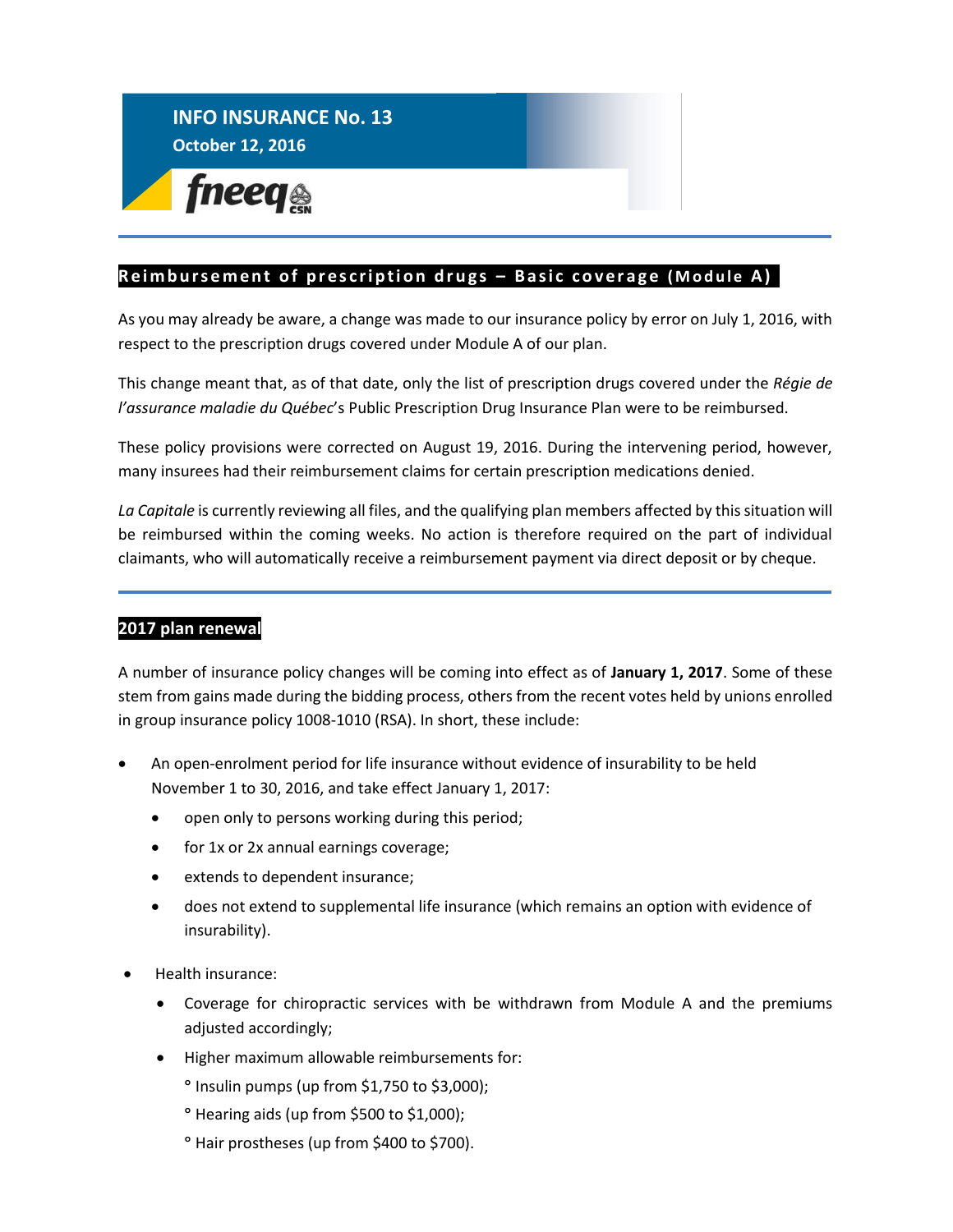# INFO INSURANCE No. 13

**October 12, 2016**

fneeq CSN

## Reimbursement of prescription drugs – Basic coverage (Module A)

As you may already be aware, a change was made to our insurance policy by error on July 1, 2016, with respect to the prescription drugs covered under Module A of our plan.

This change meant that, as of that date, only the list of prescription drugs covered under the *Régie de l'assurance maladie du Québec*'s Public Prescription Drug Insurance Plan were to be reimbursed.

These policy provisions were corrected on August 19, 2016. During the intervening period, however, many insurees had their reimbursement claims for certain prescription medications denied.

*La Capitale* is currently reviewing all files, and the qualifying plan members affected by this situation will be reimbursed within the coming weeks. No action is therefore required on the part of individual claimants, who will automatically receive a reimbursement payment via direct deposit or by cheque.

## 2017 plan renewal

A number of insurance policy changes will be coming into effect as of **January 1, 2017**. Some of these stem from gains made during the bidding process, others from the recent votes held by unions enrolled in group insurance policy 1008-1010 (RSA). In short, these include:

- An open-enrolment period for life insurance without evidence of insurability to be held November 1 to 30, 2016, and take effect January 1, 2017:
  - open only to persons working during this period;
  - for 1x or 2x annual earnings coverage;
  - extends to dependent insurance;
  - does not extend to supplemental life insurance (which remains an option with evidence of insurability).
- Health insurance:
  - Coverage for chiropractic services with be withdrawn from Module A and the premiums adjusted accordingly;
  - Higher maximum allowable reimbursements for:
    - ° Insulin pumps (up from $1,750 to $3,000);
    - ° Hearing aids (up from $500 to $1,000);
    - ° Hair prostheses (up from $400 to $700).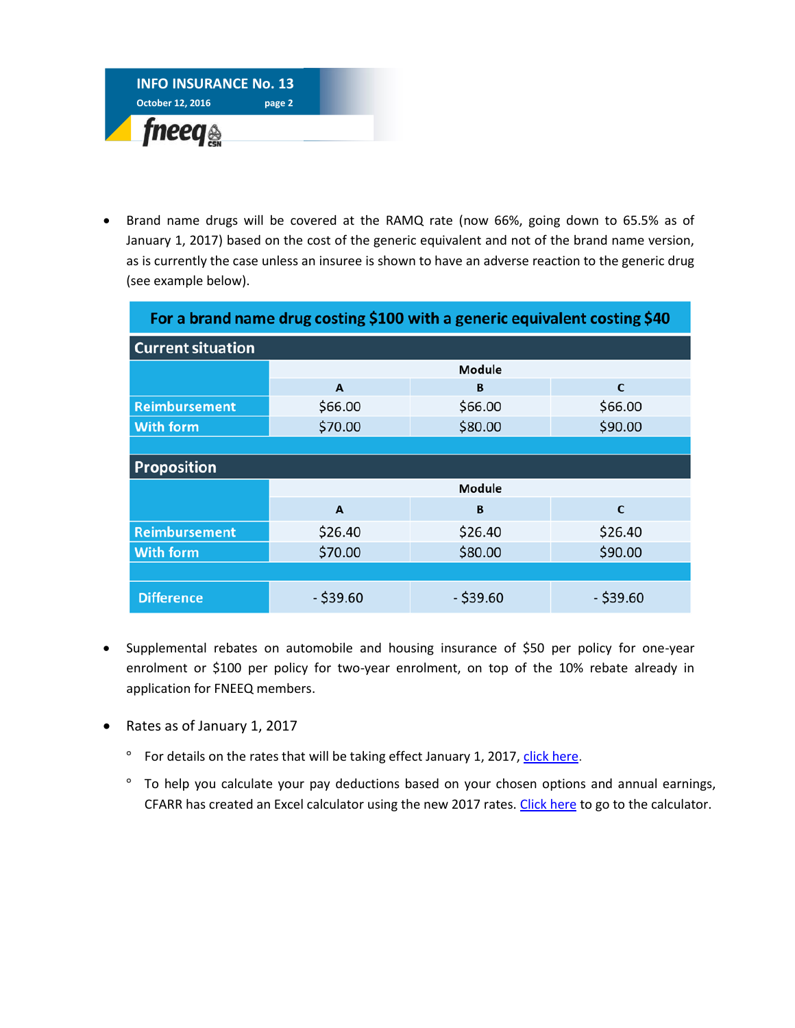- Brand name drugs will be covered at the RAMQ rate (now 66%, going down to 65.5% as of January 1, 2017) based on the cost of the generic equivalent and not of the brand name version, as is currently the case unless an insuree is shown to have an adverse reaction to the generic drug (see example below).

| For a brand name drug costing $100 with a generic equivalent costing $40 | | | |
|---|---|---|---|
| **Current situation** | | | |
| | Module | | |
| | A | B | C |
| **Reimbursement** | $66.00 | $66.00 | $66.00 |
| **With form** | $70.00 | $80.00 | $90.00 |
| **Proposition** | | | |
| | Module | | |
| | A | B | C |
| **Reimbursement** | $26.40 | $26.40 | $26.40 |
| **With form** | $70.00 | $80.00 | $90.00 |
| **Difference** | - $39.60 | - $39.60 | - $39.60 |

- Supplemental rebates on automobile and housing insurance of $50 per policy for one-year enrolment or $100 per policy for two-year enrolment, on top of the 10% rebate already in application for FNEEQ members.

- Rates as of January 1, 2017
  - For details on the rates that will be taking effect January 1, 2017, click here.
  - To help you calculate your pay deductions based on your chosen options and annual earnings, CFARR has created an Excel calculator using the new 2017 rates. Click here to go to the calculator.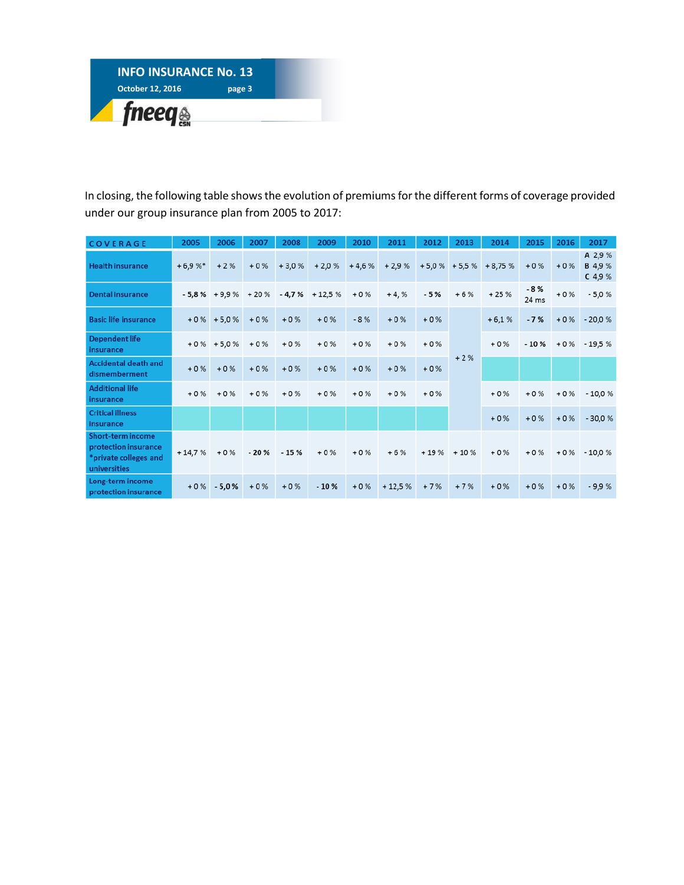In closing, the following table shows the evolution of premiums for the different forms of coverage provided under our group insurance plan from 2005 to 2017:

| COVERAGE | 2005 | 2006 | 2007 | 2008 | 2009 | 2010 | 2011 | 2012 | 2013 | 2014 | 2015 | 2016 | 2017 |
|---|---|---|---|---|---|---|---|---|---|---|---|---|---|
| Health insurance | + 6,9 %* | + 2 % | + 0 % | + 3,0 % | + 2,0 % | + 4,6 % | + 2,9 % | + 5,0 % | + 5,5 % | + 8,75 % | + 0 % | + 0 % | A 2,9 % B 4,9 % C 4,9 % |
| Dental insurance | **- 5,8 %** | + 9,9 % | + 20 % | **- 4,7 %** | + 12,5 % | + 0 % | + 4, % | **- 5 %** | + 6 % | + 25 % | **- 8 %** 24 ms | + 0 % | - 5,0 % |
| Basic life insurance | + 0 % | + 5,0 % | + 0 % | + 0 % | + 0 % | - 8 % | + 0 % | + 0 % | + 2 % | + 6,1 % | **- 7 %** | + 0 % | - 20,0 % |
| Dependent life insurance | + 0 % | + 5,0 % | + 0 % | + 0 % | + 0 % | + 0 % | + 0 % | + 0 % | | + 0 % | **- 10 %** | + 0 % | - 19,5 % |
| Accidental death and dismemberment | + 0 % | + 0 % | + 0 % | + 0 % | + 0 % | + 0 % | + 0 % | + 0 % | | | | | |
| Additional life insurance | + 0 % | + 0 % | + 0 % | + 0 % | + 0 % | + 0 % | + 0 % | + 0 % | | + 0 % | + 0 % | + 0 % | - 10,0 % |
| Critical illness insurance | | | | | | | | | | + 0 % | + 0 % | + 0 % | - 30,0 % |
| Short-term income protection insurance *private colleges and universities | + 14,7 % | + 0 % | **- 20 %** | **- 15 %** | + 0 % | + 0 % | + 6 % | + 19 % | + 10 % | + 0 % | + 0 % | + 0 % | - 10,0 % |
| Long-term income protection insurance | + 0 % | **- 5,0 %** | + 0 % | + 0 % | **- 10 %** | + 0 % | + 12,5 % | + 7 % | + 7 % | + 0 % | + 0 % | + 0 % | - 9,9 % |